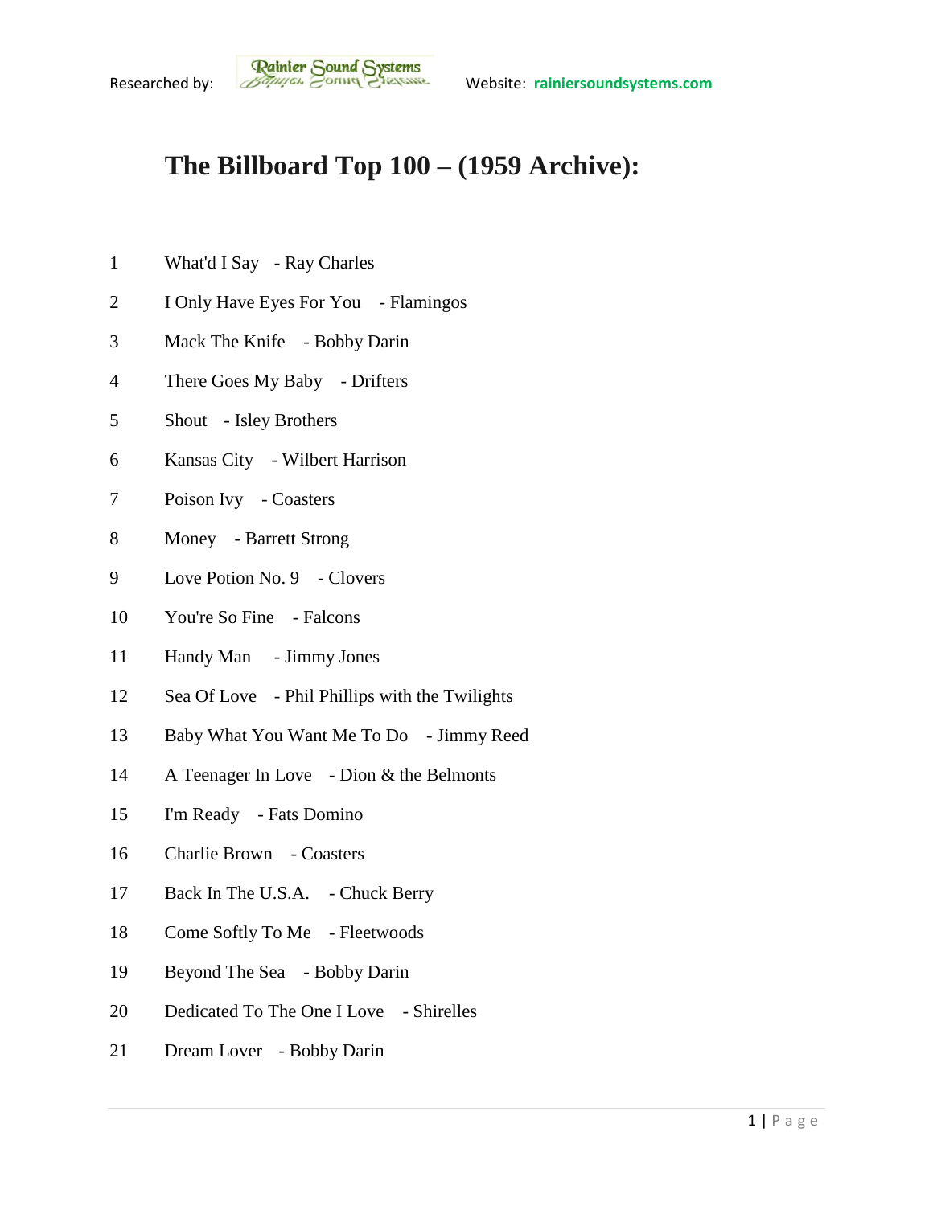Researched by: Rainier Sound Systems Website: rainiersoundsystems.com

# The Billboard Top 100 – (1959 Archive):

1 What'd I Say - Ray Charles

2 I Only Have Eyes For You - Flamingos

3 Mack The Knife - Bobby Darin

4 There Goes My Baby - Drifters

5 Shout - Isley Brothers

6 Kansas City - Wilbert Harrison

7 Poison Ivy - Coasters

8 Money - Barrett Strong

9 Love Potion No. 9 - Clovers

10 You're So Fine - Falcons

11 Handy Man - Jimmy Jones

12 Sea Of Love - Phil Phillips with the Twilights

13 Baby What You Want Me To Do - Jimmy Reed

14 A Teenager In Love - Dion & the Belmonts

15 I'm Ready - Fats Domino

16 Charlie Brown - Coasters

17 Back In The U.S.A. - Chuck Berry

18 Come Softly To Me - Fleetwoods

19 Beyond The Sea - Bobby Darin

20 Dedicated To The One I Love - Shirelles

21 Dream Lover - Bobby Darin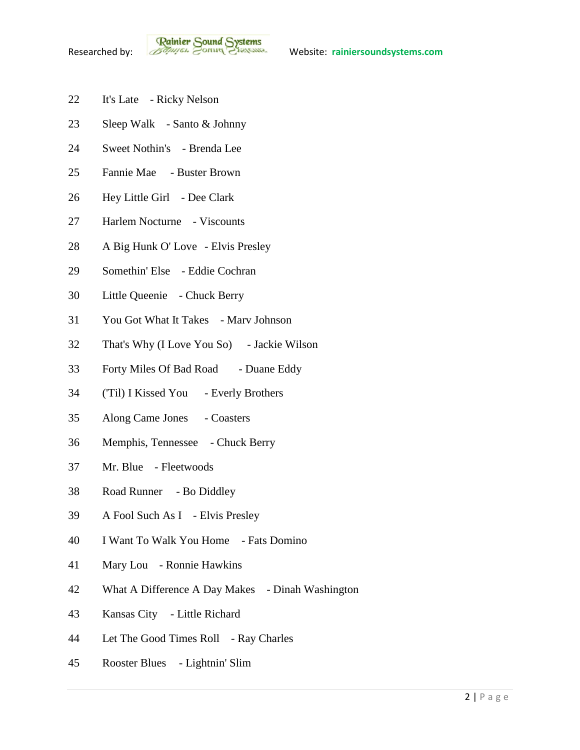22 It's Late - Ricky Nelson

23 Sleep Walk - Santo & Johnny

24 Sweet Nothin's - Brenda Lee

25 Fannie Mae - Buster Brown

26 Hey Little Girl - Dee Clark

27 Harlem Nocturne - Viscounts

28 A Big Hunk O' Love - Elvis Presley

29 Somethin' Else - Eddie Cochran

30 Little Queenie - Chuck Berry

31 You Got What It Takes - Marv Johnson

32 That's Why (I Love You So) - Jackie Wilson

33 Forty Miles Of Bad Road - Duane Eddy

34 ('Til) I Kissed You - Everly Brothers

35 Along Came Jones - Coasters

36 Memphis, Tennessee - Chuck Berry

37 Mr. Blue - Fleetwoods

38 Road Runner - Bo Diddley

39 A Fool Such As I - Elvis Presley

40 I Want To Walk You Home - Fats Domino

41 Mary Lou - Ronnie Hawkins

42 What A Difference A Day Makes - Dinah Washington

43 Kansas City - Little Richard

44 Let The Good Times Roll - Ray Charles

45 Rooster Blues - Lightnin' Slim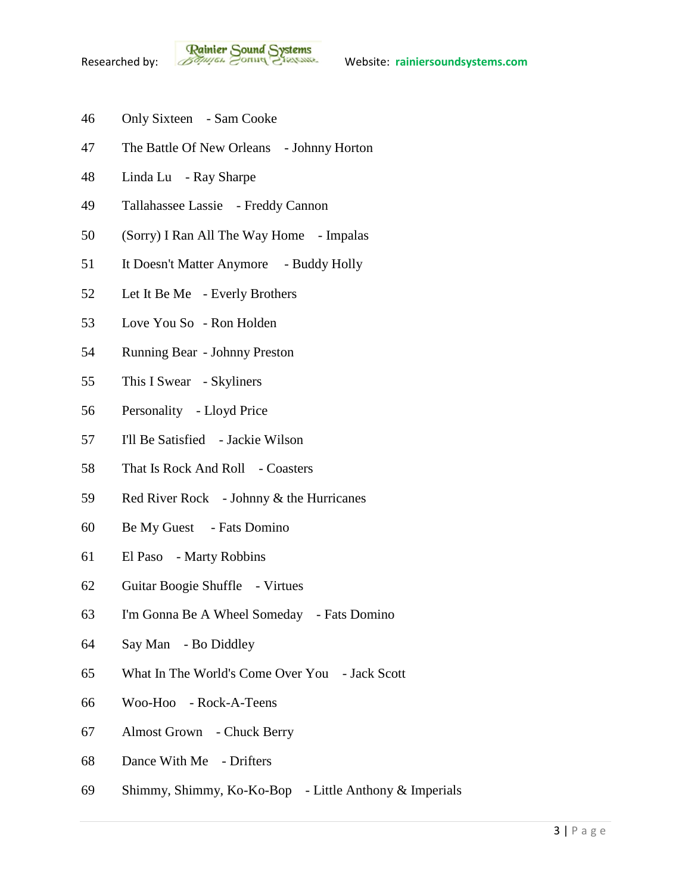46 Only Sixteen - Sam Cooke

47 The Battle Of New Orleans - Johnny Horton

48 Linda Lu - Ray Sharpe

49 Tallahassee Lassie - Freddy Cannon

50 (Sorry) I Ran All The Way Home - Impalas

51 It Doesn't Matter Anymore - Buddy Holly

52 Let It Be Me - Everly Brothers

53 Love You So - Ron Holden

54 Running Bear - Johnny Preston

55 This I Swear - Skyliners

56 Personality - Lloyd Price

57 I'll Be Satisfied - Jackie Wilson

58 That Is Rock And Roll - Coasters

59 Red River Rock - Johnny & the Hurricanes

60 Be My Guest - Fats Domino

61 El Paso - Marty Robbins

62 Guitar Boogie Shuffle - Virtues

63 I'm Gonna Be A Wheel Someday - Fats Domino

64 Say Man - Bo Diddley

65 What In The World's Come Over You - Jack Scott

66 Woo-Hoo - Rock-A-Teens

67 Almost Grown - Chuck Berry

68 Dance With Me - Drifters

69 Shimmy, Shimmy, Ko-Ko-Bop - Little Anthony & Imperials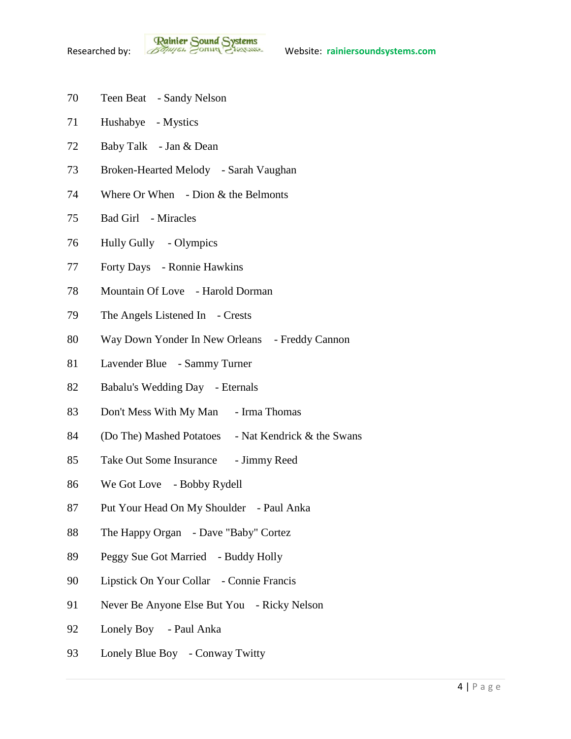70 Teen Beat - Sandy Nelson

71 Hushabye - Mystics

72 Baby Talk - Jan & Dean

73 Broken-Hearted Melody - Sarah Vaughan

74 Where Or When - Dion & the Belmonts

75 Bad Girl - Miracles

76 Hully Gully - Olympics

77 Forty Days - Ronnie Hawkins

78 Mountain Of Love - Harold Dorman

79 The Angels Listened In - Crests

80 Way Down Yonder In New Orleans - Freddy Cannon

81 Lavender Blue - Sammy Turner

82 Babalu's Wedding Day - Eternals

83 Don't Mess With My Man - Irma Thomas

84 (Do The) Mashed Potatoes - Nat Kendrick & the Swans

85 Take Out Some Insurance - Jimmy Reed

86 We Got Love - Bobby Rydell

87 Put Your Head On My Shoulder - Paul Anka

88 The Happy Organ - Dave "Baby" Cortez

89 Peggy Sue Got Married - Buddy Holly

90 Lipstick On Your Collar - Connie Francis

91 Never Be Anyone Else But You - Ricky Nelson

92 Lonely Boy - Paul Anka

93 Lonely Blue Boy - Conway Twitty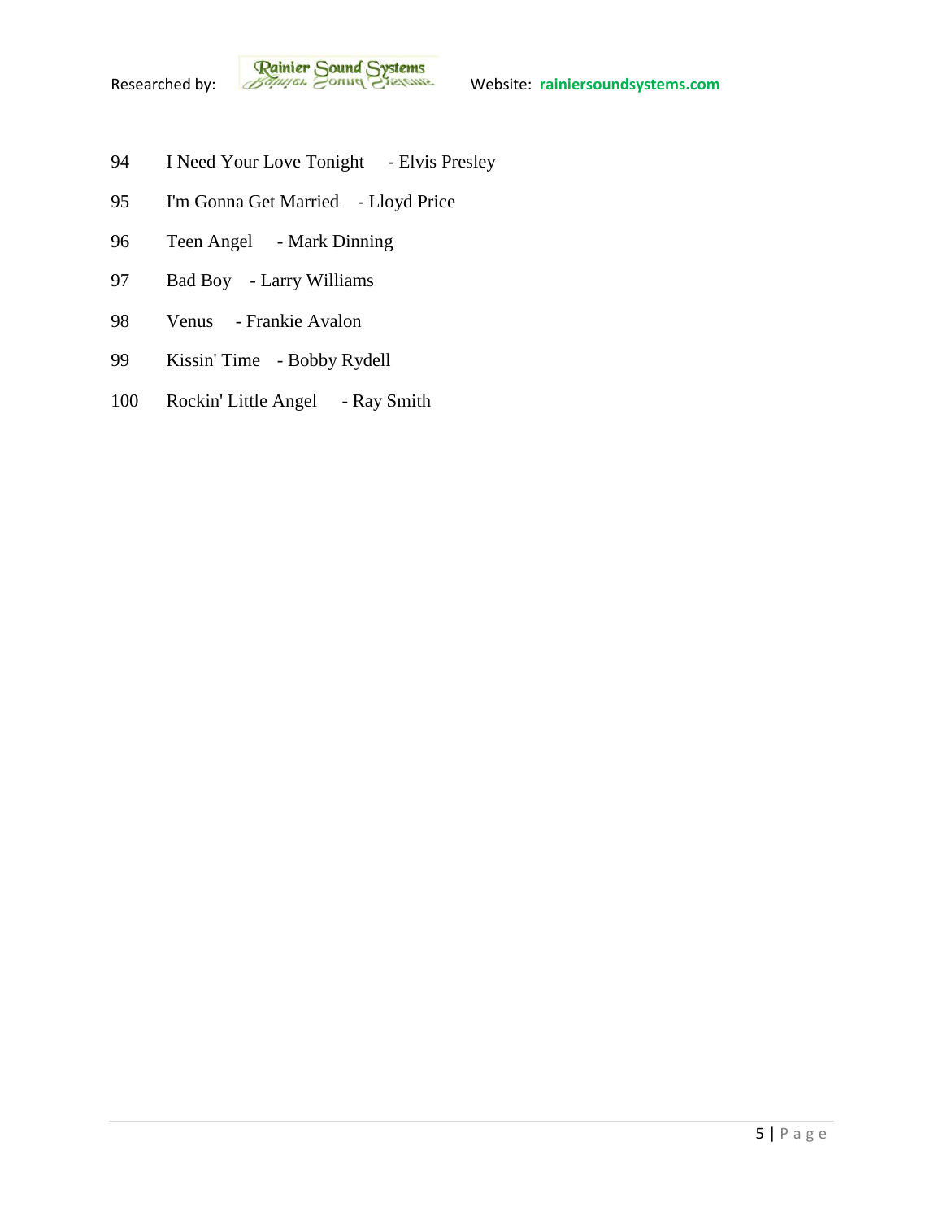94 I Need Your Love Tonight - Elvis Presley

95 I'm Gonna Get Married - Lloyd Price

96 Teen Angel - Mark Dinning

97 Bad Boy - Larry Williams

98 Venus - Frankie Avalon

99 Kissin' Time - Bobby Rydell

100 Rockin' Little Angel - Ray Smith